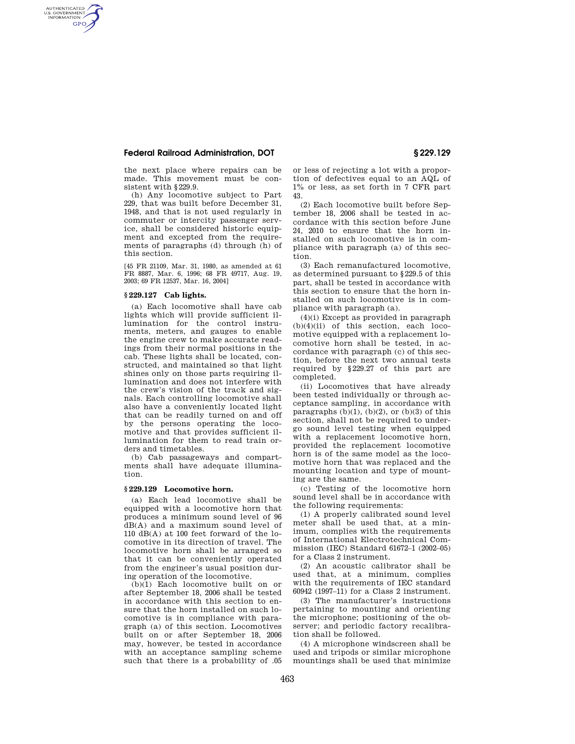the next place where repairs can be made. This movement must be consistent with §229.9.

(h) Any locomotive subject to Part 229, that was built before December 31, 1948, and that is not used regularly in commuter or intercity passenger service, shall be considered historic equipment and excepted from the requirements of paragraphs (d) through (h) of this section.

[45 FR 21109, Mar. 31, 1980, as amended at 61 FR 8887, Mar. 6, 1996; 68 FR 49717, Aug. 19, 2003; 69 FR 12537, Mar. 16, 2004]

### § 229.127 Cab lights.

(a) Each locomotive shall have cab lights which will provide sufficient illumination for the control instruments, meters, and gauges to enable the engine crew to make accurate readings from their normal positions in the cab. These lights shall be located, constructed, and maintained so that light shines only on those parts requiring illumination and does not interfere with the crew's vision of the track and signals. Each controlling locomotive shall also have a conveniently located light that can be readily turned on and off by the persons operating the locomotive and that provides sufficient illumination for them to read train orders and timetables.

(b) Cab passageways and compartments shall have adequate illumination.

### § 229.129 Locomotive horn.

(a) Each lead locomotive shall be equipped with a locomotive horn that produces a minimum sound level of 96 dB(A) and a maximum sound level of 110 dB(A) at 100 feet forward of the locomotive in its direction of travel. The locomotive horn shall be arranged so that it can be conveniently operated from the engineer's usual position during operation of the locomotive.

(b)(1) Each locomotive built on or after September 18, 2006 shall be tested in accordance with this section to ensure that the horn installed on such locomotive is in compliance with paragraph (a) of this section. Locomotives built on or after September 18, 2006 may, however, be tested in accordance with an acceptance sampling scheme such that there is a probability of .05 or less of rejecting a lot with a proportion of defectives equal to an AQL of 1% or less, as set forth in 7 CFR part 43.

(2) Each locomotive built before September 18, 2006 shall be tested in accordance with this section before June 24, 2010 to ensure that the horn installed on such locomotive is in compliance with paragraph (a) of this section.

(3) Each remanufactured locomotive, as determined pursuant to §229.5 of this part, shall be tested in accordance with this section to ensure that the horn installed on such locomotive is in compliance with paragraph (a).

(4)(i) Except as provided in paragraph (b)(4)(ii) of this section, each locomotive equipped with a replacement locomotive horn shall be tested, in accordance with paragraph (c) of this section, before the next two annual tests required by §229.27 of this part are completed.

(ii) Locomotives that have already been tested individually or through acceptance sampling, in accordance with paragraphs (b)(1), (b)(2), or (b)(3) of this section, shall not be required to undergo sound level testing when equipped with a replacement locomotive horn, provided the replacement locomotive horn is of the same model as the locomotive horn that was replaced and the mounting location and type of mounting are the same.

(c) Testing of the locomotive horn sound level shall be in accordance with the following requirements:

(1) A properly calibrated sound level meter shall be used that, at a minimum, complies with the requirements of International Electrotechnical Commission (IEC) Standard 61672–1 (2002–05) for a Class 2 instrument.

(2) An acoustic calibrator shall be used that, at a minimum, complies with the requirements of IEC standard 60942 (1997–11) for a Class 2 instrument.

(3) The manufacturer's instructions pertaining to mounting and orienting the microphone; positioning of the observer; and periodic factory recalibration shall be followed.

(4) A microphone windscreen shall be used and tripods or similar microphone mountings shall be used that minimize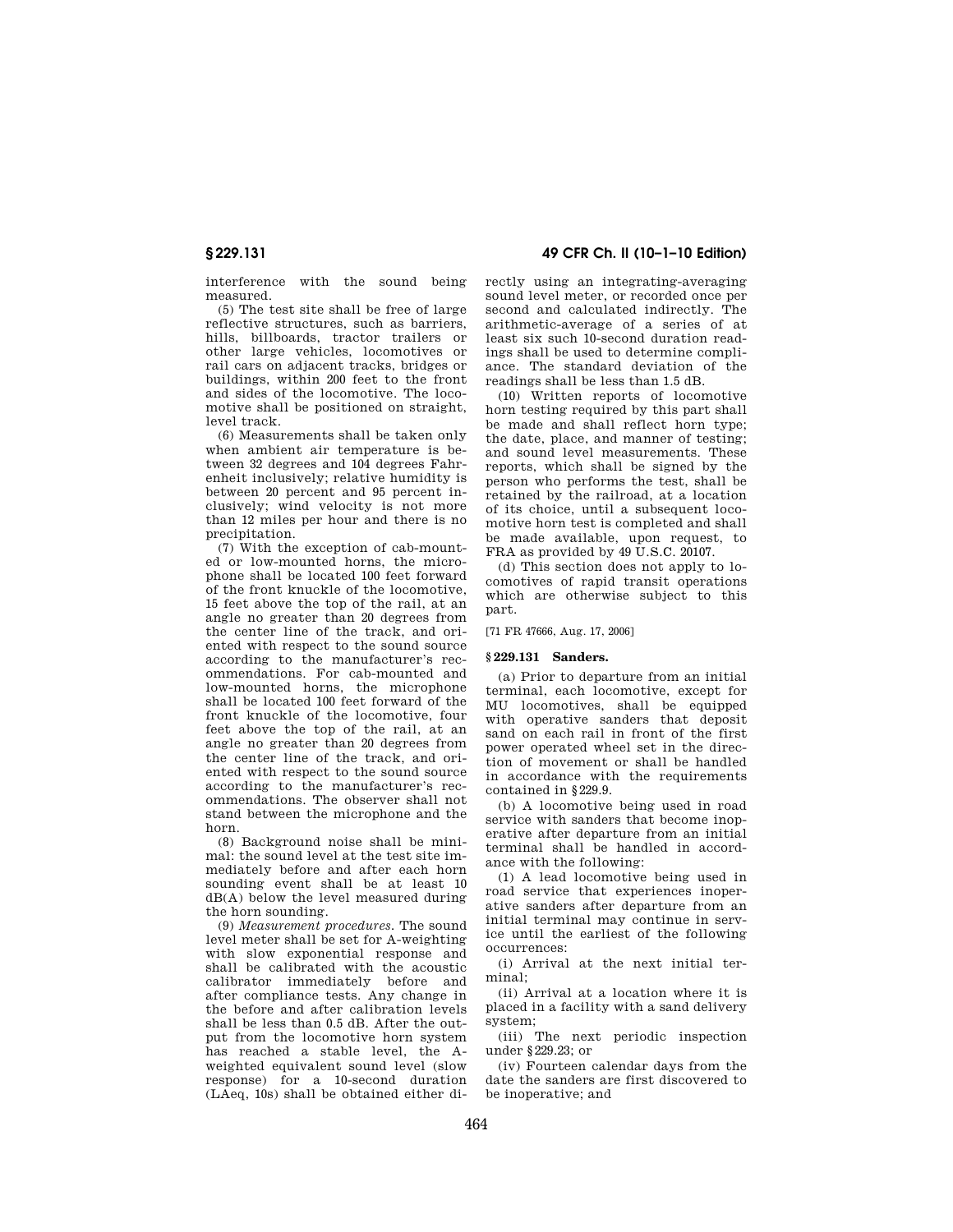interference with the sound being measured.

(5) The test site shall be free of large reflective structures, such as barriers, hills, billboards, tractor trailers or other large vehicles, locomotives or rail cars on adjacent tracks, bridges or buildings, within 200 feet to the front and sides of the locomotive. The locomotive shall be positioned on straight, level track.

(6) Measurements shall be taken only when ambient air temperature is between 32 degrees and 104 degrees Fahrenheit inclusively; relative humidity is between 20 percent and 95 percent inclusively; wind velocity is not more than 12 miles per hour and there is no precipitation.

(7) With the exception of cab-mounted or low-mounted horns, the microphone shall be located 100 feet forward of the front knuckle of the locomotive, 15 feet above the top of the rail, at an angle no greater than 20 degrees from the center line of the track, and oriented with respect to the sound source according to the manufacturer's recommendations. For cab-mounted and low-mounted horns, the microphone shall be located 100 feet forward of the front knuckle of the locomotive, four feet above the top of the rail, at an angle no greater than 20 degrees from the center line of the track, and oriented with respect to the sound source according to the manufacturer's recommendations. The observer shall not stand between the microphone and the horn.

(8) Background noise shall be minimal: the sound level at the test site immediately before and after each horn sounding event shall be at least 10 dB(A) below the level measured during the horn sounding.

(9) *Measurement procedures.* The sound level meter shall be set for A-weighting with slow exponential response and shall be calibrated with the acoustic calibrator immediately before and after compliance tests. Any change in the before and after calibration levels shall be less than 0.5 dB. After the output from the locomotive horn system has reached a stable level, the A-weighted equivalent sound level (slow response) for a 10-second duration (LAeq, 10s) shall be obtained either directly using an integrating-averaging sound level meter, or recorded once per second and calculated indirectly. The arithmetic-average of a series of at least six such 10-second duration readings shall be used to determine compliance. The standard deviation of the readings shall be less than 1.5 dB.

(10) Written reports of locomotive horn testing required by this part shall be made and shall reflect horn type; the date, place, and manner of testing; and sound level measurements. These reports, which shall be signed by the person who performs the test, shall be retained by the railroad, at a location of its choice, until a subsequent locomotive horn test is completed and shall be made available, upon request, to FRA as provided by 49 U.S.C. 20107.

(d) This section does not apply to locomotives of rapid transit operations which are otherwise subject to this part.

[71 FR 47666, Aug. 17, 2006]

### § 229.131 Sanders.

(a) Prior to departure from an initial terminal, each locomotive, except for MU locomotives, shall be equipped with operative sanders that deposit sand on each rail in front of the first power operated wheel set in the direction of movement or shall be handled in accordance with the requirements contained in § 229.9.

(b) A locomotive being used in road service with sanders that become inoperative after departure from an initial terminal shall be handled in accordance with the following:

(1) A lead locomotive being used in road service that experiences inoperative sanders after departure from an initial terminal may continue in service until the earliest of the following occurrences:

(i) Arrival at the next initial terminal;

(ii) Arrival at a location where it is placed in a facility with a sand delivery system;

(iii) The next periodic inspection under § 229.23; or

(iv) Fourteen calendar days from the date the sanders are first discovered to be inoperative; and